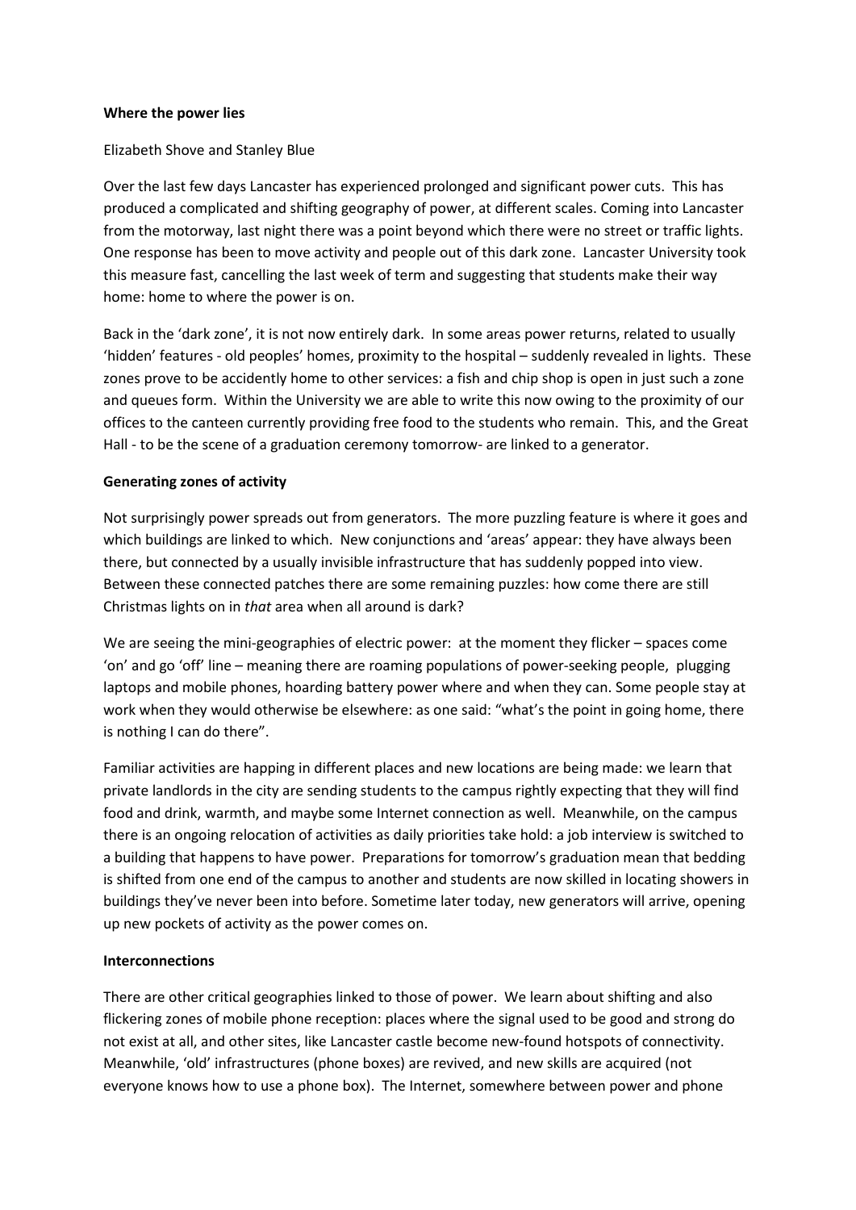**Where the power lies**

Elizabeth Shove and Stanley Blue

Over the last few days Lancaster has experienced prolonged and significant power cuts. This has produced a complicated and shifting geography of power, at different scales. Coming into Lancaster from the motorway, last night there was a point beyond which there were no street or traffic lights. One response has been to move activity and people out of this dark zone. Lancaster University took this measure fast, cancelling the last week of term and suggesting that students make their way home: home to where the power is on.

Back in the 'dark zone', it is not now entirely dark. In some areas power returns, related to usually 'hidden' features - old peoples' homes, proximity to the hospital – suddenly revealed in lights. These zones prove to be accidently home to other services: a fish and chip shop is open in just such a zone and queues form. Within the University we are able to write this now owing to the proximity of our offices to the canteen currently providing free food to the students who remain. This, and the Great Hall - to be the scene of a graduation ceremony tomorrow- are linked to a generator.

**Generating zones of activity**

Not surprisingly power spreads out from generators. The more puzzling feature is where it goes and which buildings are linked to which. New conjunctions and 'areas' appear: they have always been there, but connected by a usually invisible infrastructure that has suddenly popped into view. Between these connected patches there are some remaining puzzles: how come there are still Christmas lights on in *that* area when all around is dark?

We are seeing the mini-geographies of electric power: at the moment they flicker – spaces come 'on' and go 'off' line – meaning there are roaming populations of power-seeking people, plugging laptops and mobile phones, hoarding battery power where and when they can. Some people stay at work when they would otherwise be elsewhere: as one said: "what's the point in going home, there is nothing I can do there".

Familiar activities are happing in different places and new locations are being made: we learn that private landlords in the city are sending students to the campus rightly expecting that they will find food and drink, warmth, and maybe some Internet connection as well. Meanwhile, on the campus there is an ongoing relocation of activities as daily priorities take hold: a job interview is switched to a building that happens to have power. Preparations for tomorrow's graduation mean that bedding is shifted from one end of the campus to another and students are now skilled in locating showers in buildings they've never been into before. Sometime later today, new generators will arrive, opening up new pockets of activity as the power comes on.

**Interconnections**

There are other critical geographies linked to those of power. We learn about shifting and also flickering zones of mobile phone reception: places where the signal used to be good and strong do not exist at all, and other sites, like Lancaster castle become new-found hotspots of connectivity. Meanwhile, 'old' infrastructures (phone boxes) are revived, and new skills are acquired (not everyone knows how to use a phone box). The Internet, somewhere between power and phone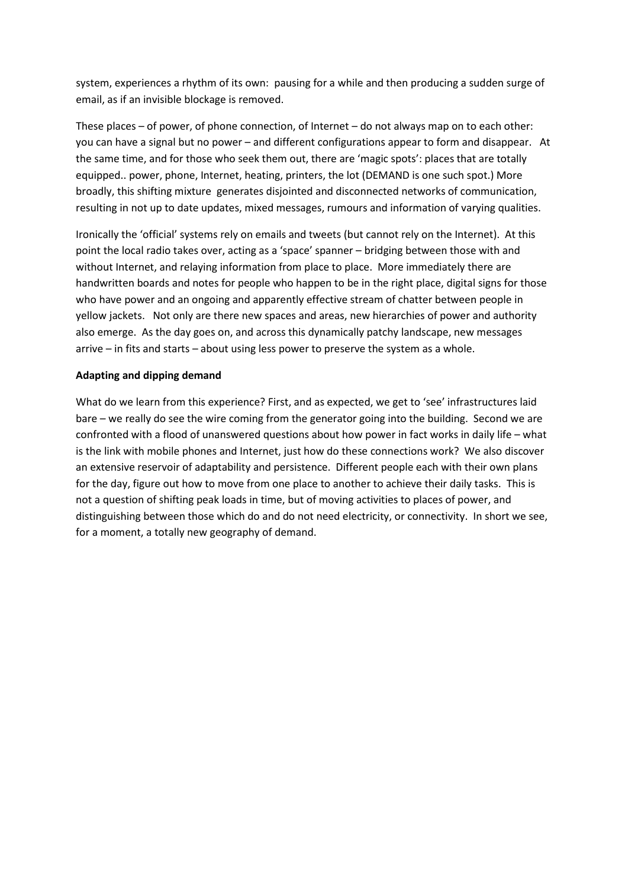system, experiences a rhythm of its own: pausing for a while and then producing a sudden surge of email, as if an invisible blockage is removed.

These places – of power, of phone connection, of Internet – do not always map on to each other: you can have a signal but no power – and different configurations appear to form and disappear. At the same time, and for those who seek them out, there are 'magic spots': places that are totally equipped.. power, phone, Internet, heating, printers, the lot (DEMAND is one such spot.) More broadly, this shifting mixture generates disjointed and disconnected networks of communication, resulting in not up to date updates, mixed messages, rumours and information of varying qualities.

Ironically the 'official' systems rely on emails and tweets (but cannot rely on the Internet). At this point the local radio takes over, acting as a 'space' spanner – bridging between those with and without Internet, and relaying information from place to place. More immediately there are handwritten boards and notes for people who happen to be in the right place, digital signs for those who have power and an ongoing and apparently effective stream of chatter between people in yellow jackets. Not only are there new spaces and areas, new hierarchies of power and authority also emerge. As the day goes on, and across this dynamically patchy landscape, new messages arrive – in fits and starts – about using less power to preserve the system as a whole.

**Adapting and dipping demand**

What do we learn from this experience? First, and as expected, we get to 'see' infrastructures laid bare – we really do see the wire coming from the generator going into the building. Second we are confronted with a flood of unanswered questions about how power in fact works in daily life – what is the link with mobile phones and Internet, just how do these connections work? We also discover an extensive reservoir of adaptability and persistence. Different people each with their own plans for the day, figure out how to move from one place to another to achieve their daily tasks. This is not a question of shifting peak loads in time, but of moving activities to places of power, and distinguishing between those which do and do not need electricity, or connectivity. In short we see, for a moment, a totally new geography of demand.